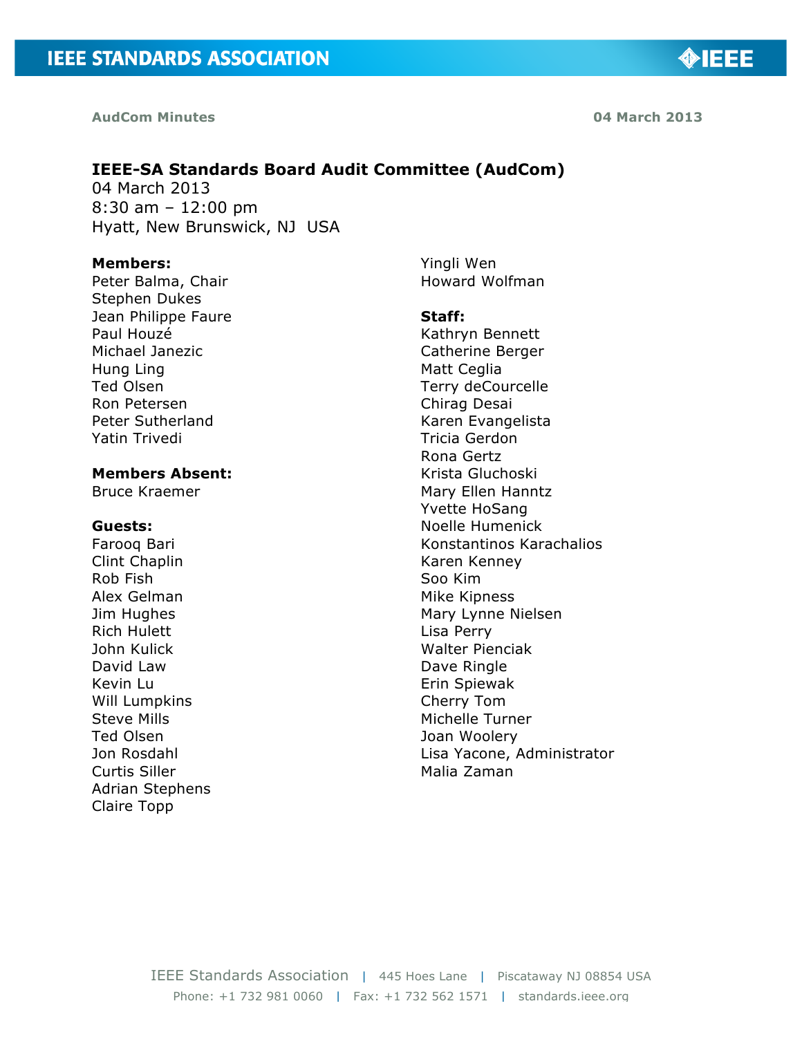# IEEE-SA Standards Board Audit Committee (AudCom)

04 March 2013
8:30 am – 12:00 pm
Hyatt, New Brunswick, NJ USA

**Members:**
Peter Balma, Chair
Stephen Dukes
Jean Philippe Faure
Paul Houzé
Michael Janezic
Hung Ling
Ted Olsen
Ron Petersen
Peter Sutherland
Yatin Trivedi
Yingli Wen
Howard Wolfman

**Members Absent:**
Bruce Kraemer

**Guests:**
Farooq Bari
Clint Chaplin
Rob Fish
Alex Gelman
Jim Hughes
Rich Hulett
John Kulick
David Law
Kevin Lu
Will Lumpkins
Steve Mills
Ted Olsen
Jon Rosdahl
Curtis Siller
Adrian Stephens
Claire Topp

**Staff:**
Kathryn Bennett
Catherine Berger
Matt Ceglia
Terry deCourcelle
Chirag Desai
Karen Evangelista
Tricia Gerdon
Rona Gertz
Krista Gluchoski
Mary Ellen Hanntz
Yvette HoSang
Noelle Humenick
Konstantinos Karachalios
Karen Kenney
Soo Kim
Mike Kipness
Mary Lynne Nielsen
Lisa Perry
Walter Pienciak
Dave Ringle
Erin Spiewak
Cherry Tom
Michelle Turner
Joan Woolery
Lisa Yacone, Administrator
Malia Zaman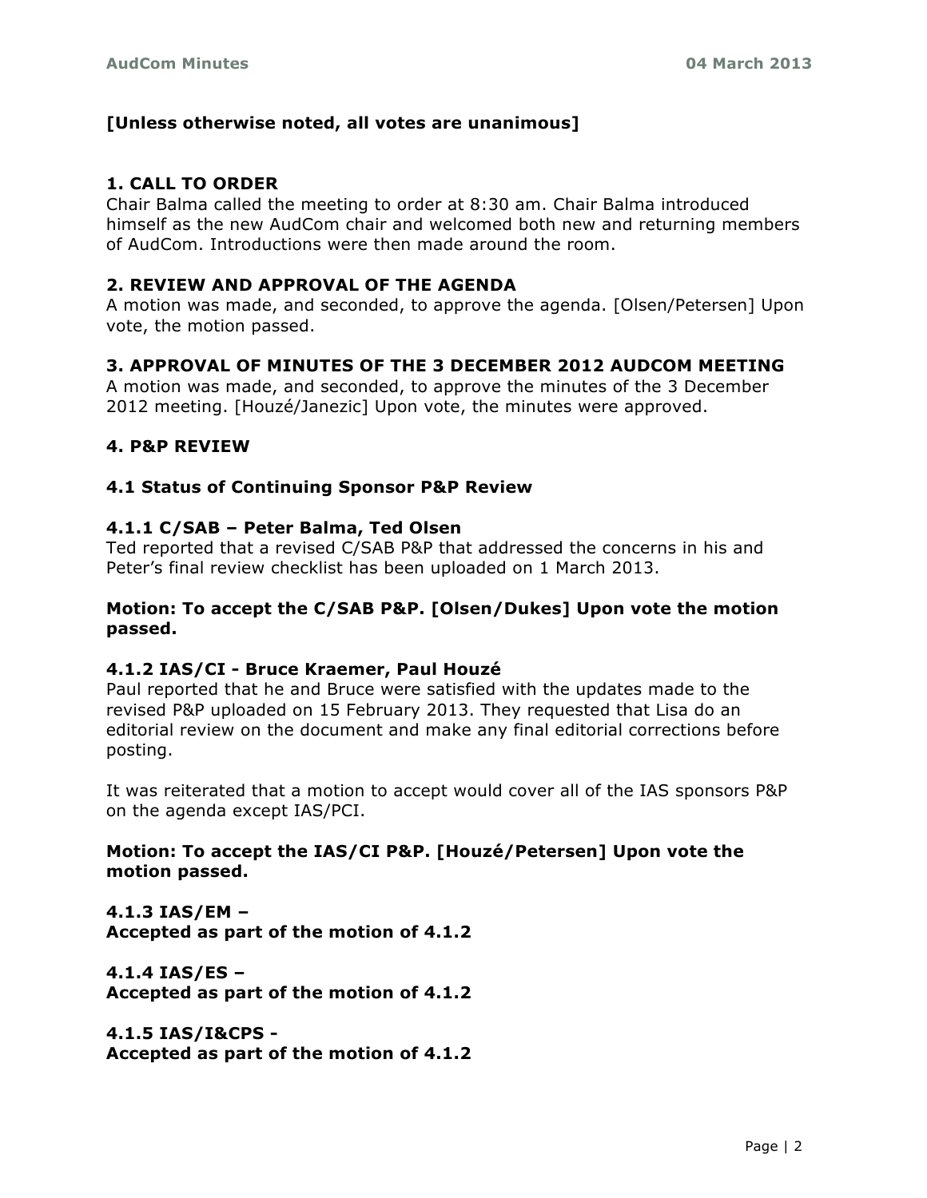**[Unless otherwise noted, all votes are unanimous]**

## 1. CALL TO ORDER

Chair Balma called the meeting to order at 8:30 am. Chair Balma introduced himself as the new AudCom chair and welcomed both new and returning members of AudCom. Introductions were then made around the room.

## 2. REVIEW AND APPROVAL OF THE AGENDA

A motion was made, and seconded, to approve the agenda. [Olsen/Petersen] Upon vote, the motion passed.

## 3. APPROVAL OF MINUTES OF THE 3 DECEMBER 2012 AUDCOM MEETING

A motion was made, and seconded, to approve the minutes of the 3 December 2012 meeting. [Houzé/Janezic] Upon vote, the minutes were approved.

## 4. P&P REVIEW

### 4.1 Status of Continuing Sponsor P&P Review

#### 4.1.1 C/SAB – Peter Balma, Ted Olsen

Ted reported that a revised C/SAB P&P that addressed the concerns in his and Peter's final review checklist has been uploaded on 1 March 2013.

**Motion: To accept the C/SAB P&P. [Olsen/Dukes] Upon vote the motion passed.**

#### 4.1.2 IAS/CI - Bruce Kraemer, Paul Houzé

Paul reported that he and Bruce were satisfied with the updates made to the revised P&P uploaded on 15 February 2013. They requested that Lisa do an editorial review on the document and make any final editorial corrections before posting.

It was reiterated that a motion to accept would cover all of the IAS sponsors P&P on the agenda except IAS/PCI.

**Motion: To accept the IAS/CI P&P. [Houzé/Petersen] Upon vote the motion passed.**

#### 4.1.3 IAS/EM –
**Accepted as part of the motion of 4.1.2**

#### 4.1.4 IAS/ES –
**Accepted as part of the motion of 4.1.2**

#### 4.1.5 IAS/I&CPS -
**Accepted as part of the motion of 4.1.2**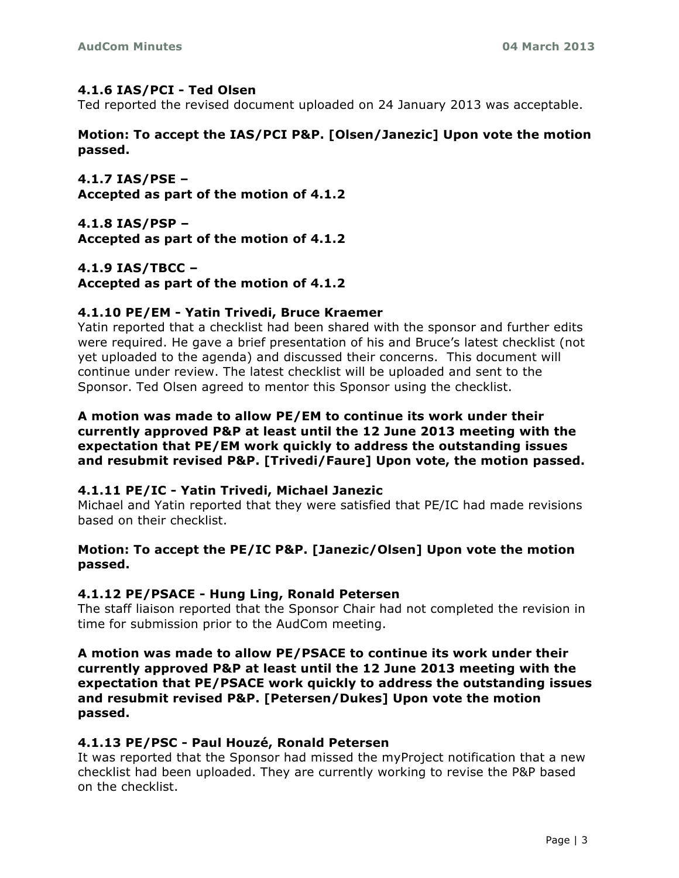#### 4.1.6 IAS/PCI - Ted Olsen

Ted reported the revised document uploaded on 24 January 2013 was acceptable.

**Motion: To accept the IAS/PCI P&P. [Olsen/Janezic] Upon vote the motion passed.**

#### 4.1.7 IAS/PSE –
**Accepted as part of the motion of 4.1.2**

#### 4.1.8 IAS/PSP –
**Accepted as part of the motion of 4.1.2**

#### 4.1.9 IAS/TBCC –
**Accepted as part of the motion of 4.1.2**

#### 4.1.10 PE/EM - Yatin Trivedi, Bruce Kraemer

Yatin reported that a checklist had been shared with the sponsor and further edits were required. He gave a brief presentation of his and Bruce's latest checklist (not yet uploaded to the agenda) and discussed their concerns. This document will continue under review. The latest checklist will be uploaded and sent to the Sponsor. Ted Olsen agreed to mentor this Sponsor using the checklist.

**A motion was made to allow PE/EM to continue its work under their currently approved P&P at least until the 12 June 2013 meeting with the expectation that PE/EM work quickly to address the outstanding issues and resubmit revised P&P. [Trivedi/Faure] Upon vote, the motion passed.**

#### 4.1.11 PE/IC - Yatin Trivedi, Michael Janezic

Michael and Yatin reported that they were satisfied that PE/IC had made revisions based on their checklist.

**Motion: To accept the PE/IC P&P. [Janezic/Olsen] Upon vote the motion passed.**

#### 4.1.12 PE/PSACE - Hung Ling, Ronald Petersen

The staff liaison reported that the Sponsor Chair had not completed the revision in time for submission prior to the AudCom meeting.

**A motion was made to allow PE/PSACE to continue its work under their currently approved P&P at least until the 12 June 2013 meeting with the expectation that PE/PSACE work quickly to address the outstanding issues and resubmit revised P&P. [Petersen/Dukes] Upon vote the motion passed.**

#### 4.1.13 PE/PSC - Paul Houzé, Ronald Petersen

It was reported that the Sponsor had missed the myProject notification that a new checklist had been uploaded. They are currently working to revise the P&P based on the checklist.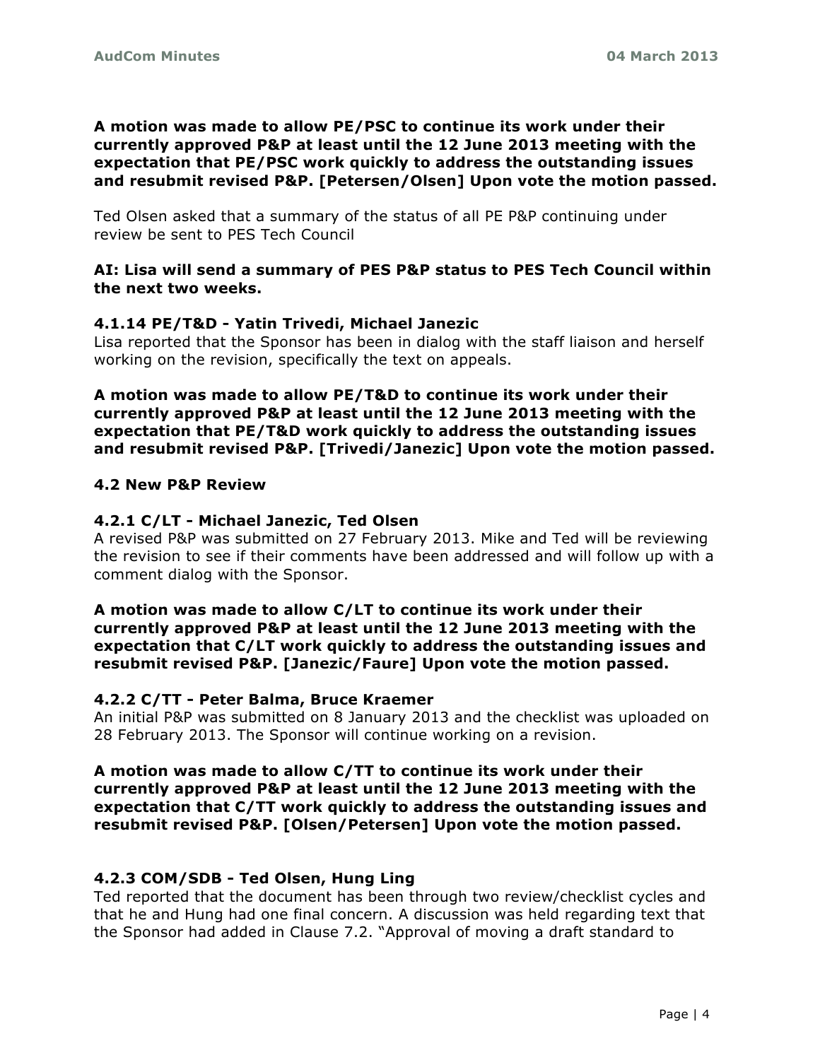**A motion was made to allow PE/PSC to continue its work under their currently approved P&P at least until the 12 June 2013 meeting with the expectation that PE/PSC work quickly to address the outstanding issues and resubmit revised P&P. [Petersen/Olsen] Upon vote the motion passed.**

Ted Olsen asked that a summary of the status of all PE P&P continuing under review be sent to PES Tech Council

**AI: Lisa will send a summary of PES P&P status to PES Tech Council within the next two weeks.**

#### 4.1.14 PE/T&D - Yatin Trivedi, Michael Janezic

Lisa reported that the Sponsor has been in dialog with the staff liaison and herself working on the revision, specifically the text on appeals.

**A motion was made to allow PE/T&D to continue its work under their currently approved P&P at least until the 12 June 2013 meeting with the expectation that PE/T&D work quickly to address the outstanding issues and resubmit revised P&P. [Trivedi/Janezic] Upon vote the motion passed.**

### 4.2 New P&P Review

#### 4.2.1 C/LT - Michael Janezic, Ted Olsen

A revised P&P was submitted on 27 February 2013. Mike and Ted will be reviewing the revision to see if their comments have been addressed and will follow up with a comment dialog with the Sponsor.

**A motion was made to allow C/LT to continue its work under their currently approved P&P at least until the 12 June 2013 meeting with the expectation that C/LT work quickly to address the outstanding issues and resubmit revised P&P. [Janezic/Faure] Upon vote the motion passed.**

#### 4.2.2 C/TT - Peter Balma, Bruce Kraemer

An initial P&P was submitted on 8 January 2013 and the checklist was uploaded on 28 February 2013. The Sponsor will continue working on a revision.

**A motion was made to allow C/TT to continue its work under their currently approved P&P at least until the 12 June 2013 meeting with the expectation that C/TT work quickly to address the outstanding issues and resubmit revised P&P. [Olsen/Petersen] Upon vote the motion passed.**

#### 4.2.3 COM/SDB - Ted Olsen, Hung Ling

Ted reported that the document has been through two review/checklist cycles and that he and Hung had one final concern. A discussion was held regarding text that the Sponsor had added in Clause 7.2. "Approval of moving a draft standard to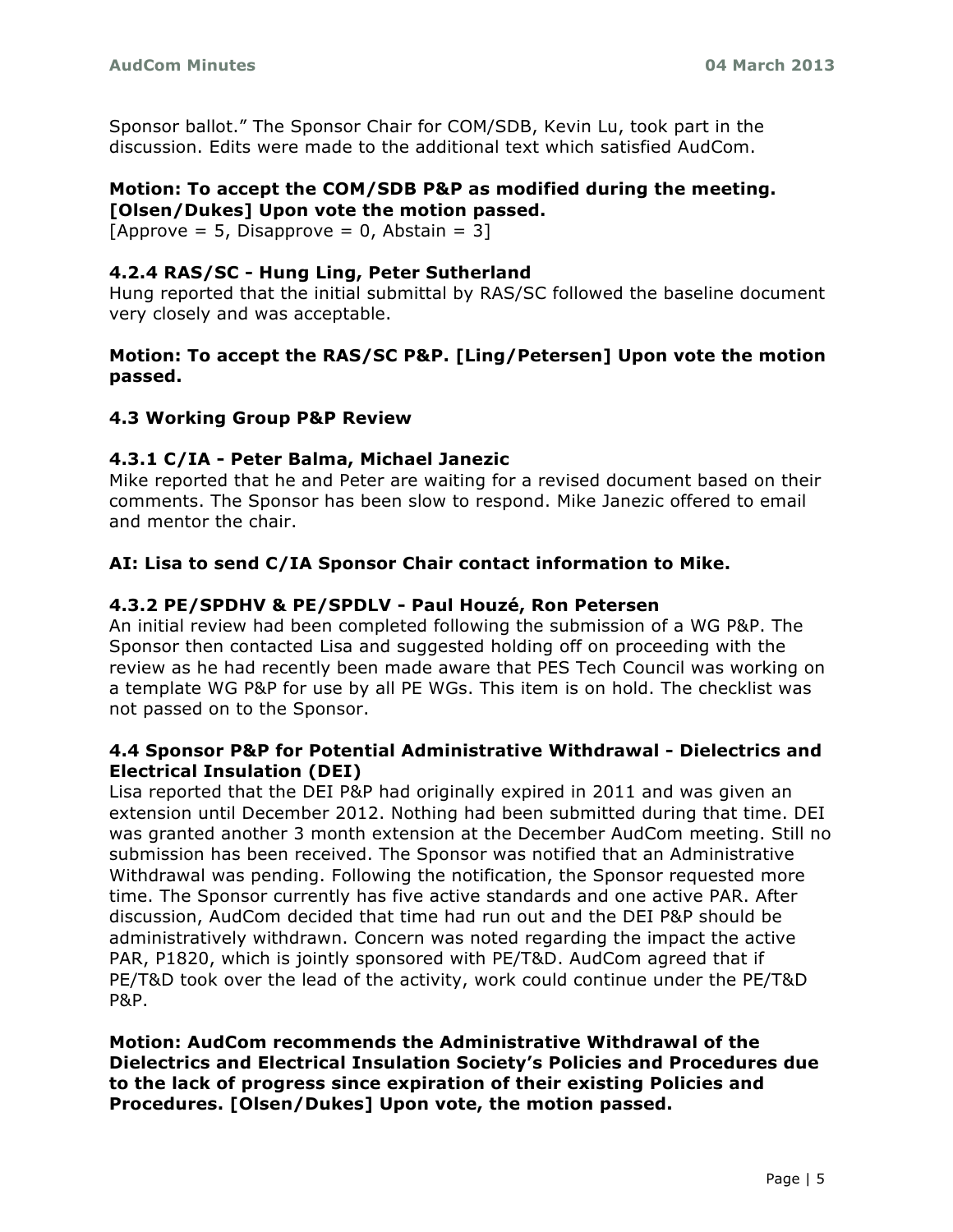Sponsor ballot." The Sponsor Chair for COM/SDB, Kevin Lu, took part in the discussion. Edits were made to the additional text which satisfied AudCom.

**Motion: To accept the COM/SDB P&P as modified during the meeting. [Olsen/Dukes] Upon vote the motion passed.**
[Approve = 5, Disapprove = 0, Abstain = 3]

### 4.2.4 RAS/SC - Hung Ling, Peter Sutherland

Hung reported that the initial submittal by RAS/SC followed the baseline document very closely and was acceptable.

**Motion: To accept the RAS/SC P&P. [Ling/Petersen] Upon vote the motion passed.**

### 4.3 Working Group P&P Review

### 4.3.1 C/IA - Peter Balma, Michael Janezic

Mike reported that he and Peter are waiting for a revised document based on their comments. The Sponsor has been slow to respond. Mike Janezic offered to email and mentor the chair.

**AI: Lisa to send C/IA Sponsor Chair contact information to Mike.**

### 4.3.2 PE/SPDHV & PE/SPDLV - Paul Houzé, Ron Petersen

An initial review had been completed following the submission of a WG P&P. The Sponsor then contacted Lisa and suggested holding off on proceeding with the review as he had recently been made aware that PES Tech Council was working on a template WG P&P for use by all PE WGs. This item is on hold. The checklist was not passed on to the Sponsor.

### 4.4 Sponsor P&P for Potential Administrative Withdrawal - Dielectrics and Electrical Insulation (DEI)

Lisa reported that the DEI P&P had originally expired in 2011 and was given an extension until December 2012. Nothing had been submitted during that time. DEI was granted another 3 month extension at the December AudCom meeting. Still no submission has been received. The Sponsor was notified that an Administrative Withdrawal was pending. Following the notification, the Sponsor requested more time. The Sponsor currently has five active standards and one active PAR. After discussion, AudCom decided that time had run out and the DEI P&P should be administratively withdrawn. Concern was noted regarding the impact the active PAR, P1820, which is jointly sponsored with PE/T&D. AudCom agreed that if PE/T&D took over the lead of the activity, work could continue under the PE/T&D P&P.

**Motion: AudCom recommends the Administrative Withdrawal of the Dielectrics and Electrical Insulation Society's Policies and Procedures due to the lack of progress since expiration of their existing Policies and Procedures. [Olsen/Dukes] Upon vote, the motion passed.**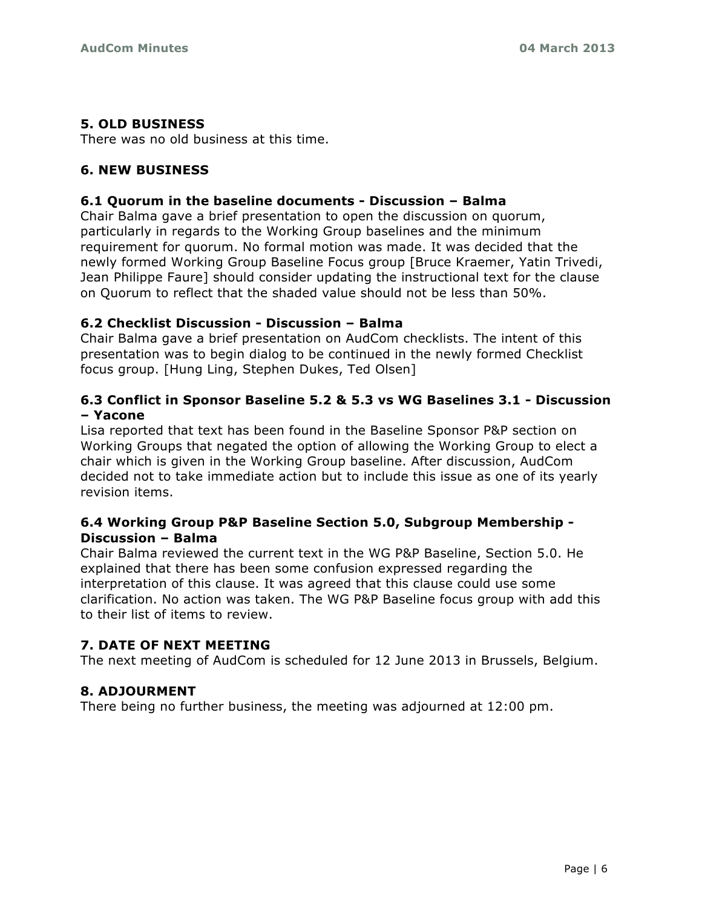## 5. OLD BUSINESS

There was no old business at this time.

## 6. NEW BUSINESS

### 6.1 Quorum in the baseline documents - Discussion – Balma

Chair Balma gave a brief presentation to open the discussion on quorum, particularly in regards to the Working Group baselines and the minimum requirement for quorum. No formal motion was made. It was decided that the newly formed Working Group Baseline Focus group [Bruce Kraemer, Yatin Trivedi, Jean Philippe Faure] should consider updating the instructional text for the clause on Quorum to reflect that the shaded value should not be less than 50%.

### 6.2 Checklist Discussion - Discussion – Balma

Chair Balma gave a brief presentation on AudCom checklists. The intent of this presentation was to begin dialog to be continued in the newly formed Checklist focus group. [Hung Ling, Stephen Dukes, Ted Olsen]

### 6.3 Conflict in Sponsor Baseline 5.2 & 5.3 vs WG Baselines 3.1 - Discussion – Yacone

Lisa reported that text has been found in the Baseline Sponsor P&P section on Working Groups that negated the option of allowing the Working Group to elect a chair which is given in the Working Group baseline. After discussion, AudCom decided not to take immediate action but to include this issue as one of its yearly revision items.

### 6.4 Working Group P&P Baseline Section 5.0, Subgroup Membership - Discussion – Balma

Chair Balma reviewed the current text in the WG P&P Baseline, Section 5.0. He explained that there has been some confusion expressed regarding the interpretation of this clause. It was agreed that this clause could use some clarification. No action was taken. The WG P&P Baseline focus group with add this to their list of items to review.

## 7. DATE OF NEXT MEETING

The next meeting of AudCom is scheduled for 12 June 2013 in Brussels, Belgium.

## 8. ADJOURMENT

There being no further business, the meeting was adjourned at 12:00 pm.